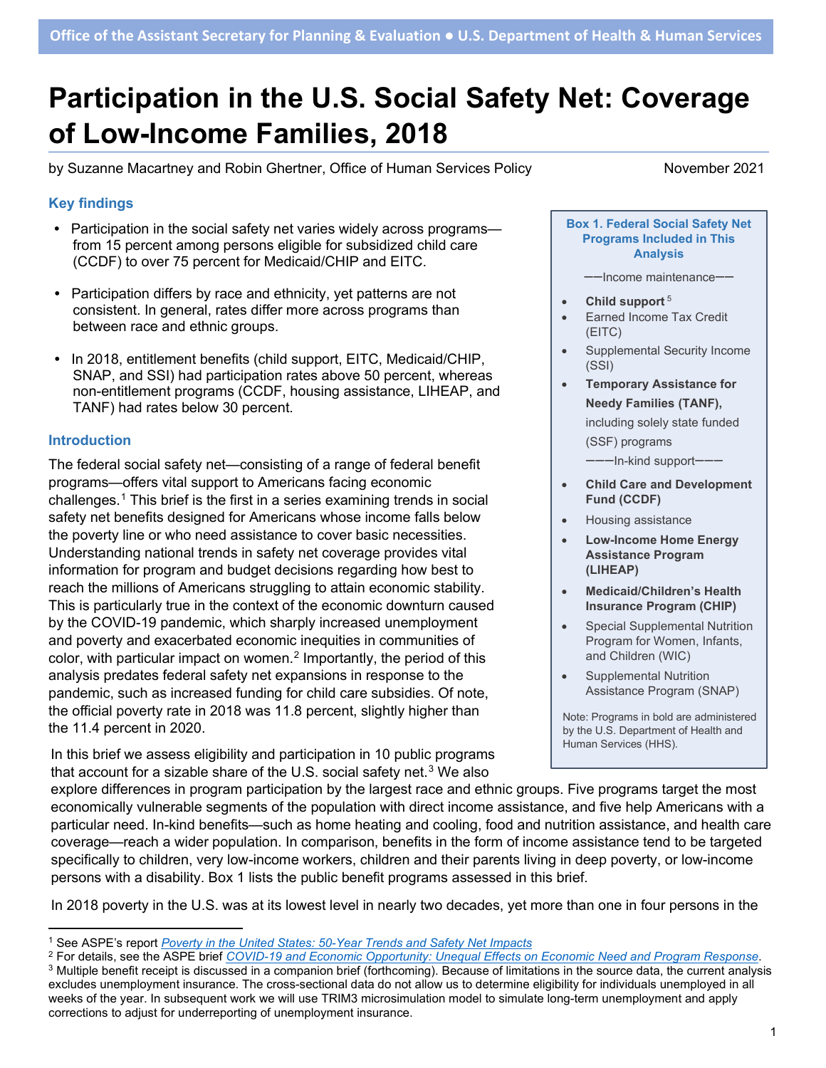Office of the Assistant Secretary for Planning & Evaluation ● U.S. Department of Health & Human Services

# Participation in the U.S. Social Safety Net: Coverage of Low-Income Families, 2018

by Suzanne Macartney and Robin Ghertner, Office of Human Services Policy

November 2021

## Key findings

- Participation in the social safety net varies widely across programs—from 15 percent among persons eligible for subsidized child care (CCDF) to over 75 percent for Medicaid/CHIP and EITC.
- Participation differs by race and ethnicity, yet patterns are not consistent. In general, rates differ more across programs than between race and ethnic groups.
- In 2018, entitlement benefits (child support, EITC, Medicaid/CHIP, SNAP, and SSI) had participation rates above 50 percent, whereas non-entitlement programs (CCDF, housing assistance, LIHEAP, and TANF) had rates below 30 percent.

## Introduction

The federal social safety net—consisting of a range of federal benefit programs—offers vital support to Americans facing economic challenges.[1] This brief is the first in a series examining trends in social safety net benefits designed for Americans whose income falls below the poverty line or who need assistance to cover basic necessities. Understanding national trends in safety net coverage provides vital information for program and budget decisions regarding how best to reach the millions of Americans struggling to attain economic stability. This is particularly true in the context of the economic downturn caused by the COVID-19 pandemic, which sharply increased unemployment and poverty and exacerbated economic inequities in communities of color, with particular impact on women.[2] Importantly, the period of this analysis predates federal safety net expansions in response to the pandemic, such as increased funding for child care subsidies. Of note, the official poverty rate in 2018 was 11.8 percent, slightly higher than the 11.4 percent in 2020.

In this brief we assess eligibility and participation in 10 public programs that account for a sizable share of the U.S. social safety net.[3] We also explore differences in program participation by the largest race and ethnic groups. Five programs target the most economically vulnerable segments of the population with direct income assistance, and five help Americans with a particular need. In-kind benefits—such as home heating and cooling, food and nutrition assistance, and health care coverage—reach a wider population. In comparison, benefits in the form of income assistance tend to be targeted specifically to children, very low-income workers, children and their parents living in deep poverty, or low-income persons with a disability. Box 1 lists the public benefit programs assessed in this brief.

> **Box 1. Federal Social Safety Net Programs Included in This Analysis**
>
> ——Income maintenance——
>
> - **Child support**[5]
> - Earned Income Tax Credit (EITC)
> - Supplemental Security Income (SSI)
> - **Temporary Assistance for Needy Families (TANF),** including solely state funded (SSF) programs
>
> ———In-kind support———
>
> - **Child Care and Development Fund (CCDF)**
> - Housing assistance
> - **Low-Income Home Energy Assistance Program (LIHEAP)**
> - **Medicaid/Children's Health Insurance Program (CHIP)**
> - Special Supplemental Nutrition Program for Women, Infants, and Children (WIC)
> - Supplemental Nutrition Assistance Program (SNAP)
>
> Note: Programs in bold are administered by the U.S. Department of Health and Human Services (HHS).

In 2018 poverty in the U.S. was at its lowest level in nearly two decades, yet more than one in four persons in the

---

[1] See ASPE's report *Poverty in the United States: 50-Year Trends and Safety Net Impacts*

[2] For details, see the ASPE brief *COVID-19 and Economic Opportunity: Unequal Effects on Economic Need and Program Response*.

[3] Multiple benefit receipt is discussed in a companion brief (forthcoming). Because of limitations in the source data, the current analysis excludes unemployment insurance. The cross-sectional data do not allow us to determine eligibility for individuals unemployed in all weeks of the year. In subsequent work we will use TRIM3 microsimulation model to simulate long-term unemployment and apply corrections to adjust for underreporting of unemployment insurance.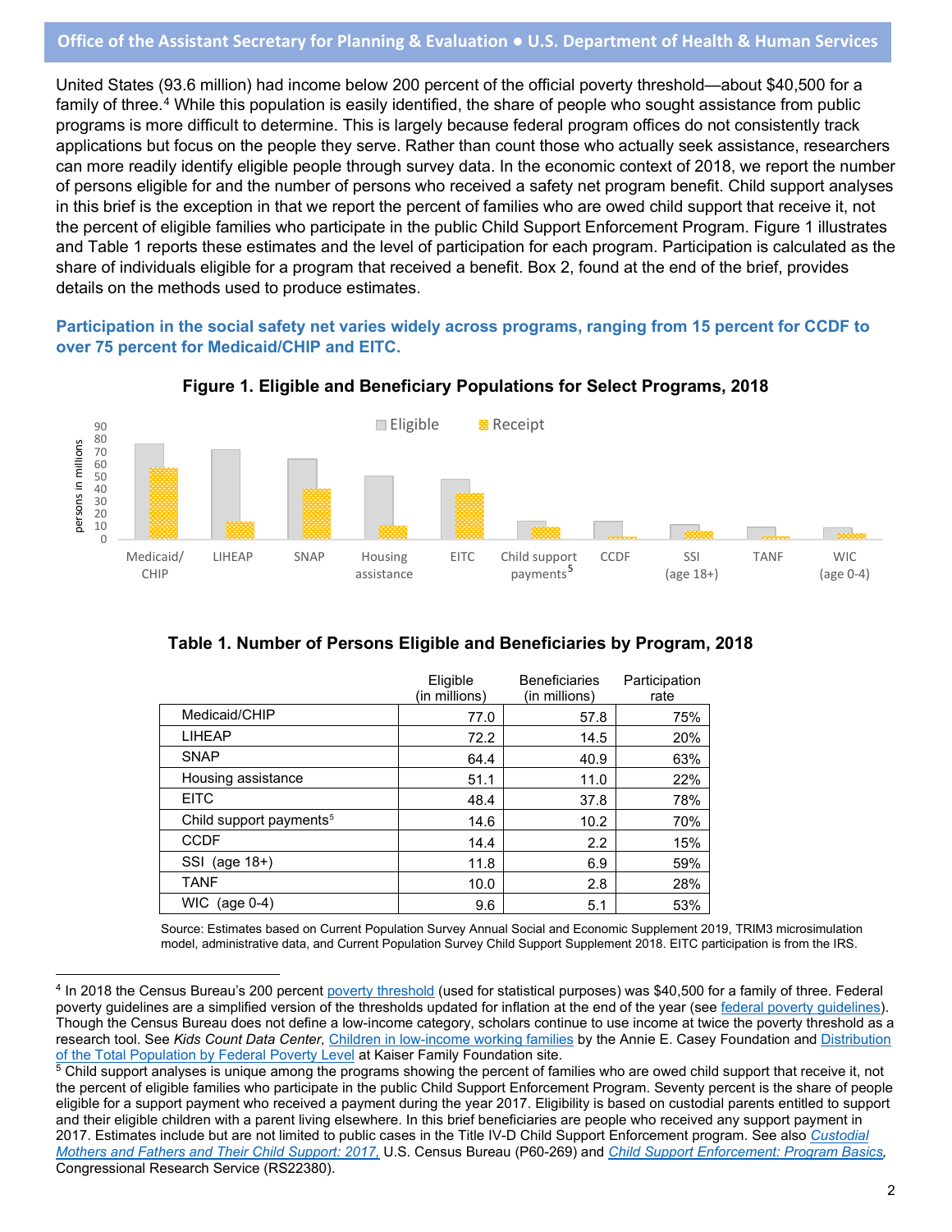United States (93.6 million) had income below 200 percent of the official poverty threshold—about $40,500 for a family of three.[4] While this population is easily identified, the share of people who sought assistance from public programs is more difficult to determine. This is largely because federal program offices do not consistently track applications but focus on the people they serve. Rather than count those who actually seek assistance, researchers can more readily identify eligible people through survey data. In the economic context of 2018, we report the number of persons eligible for and the number of persons who received a safety net program benefit. Child support analyses in this brief is the exception in that we report the percent of families who are owed child support that receive it, not the percent of eligible families who participate in the public Child Support Enforcement Program. Figure 1 illustrates and Table 1 reports these estimates and the level of participation for each program. Participation is calculated as the share of individuals eligible for a program that received a benefit. Box 2, found at the end of the brief, provides details on the methods used to produce estimates.

### Participation in the social safety net varies widely across programs, ranging from 15 percent for CCDF to over 75 percent for Medicaid/CHIP and EITC.

**Figure 1. Eligible and Beneficiary Populations for Select Programs, 2018**

**Table 1. Number of Persons Eligible and Beneficiaries by Program, 2018**

| | Eligible (in millions) | Beneficiaries (in millions) | Participation rate |
|---|---|---|---|
| Medicaid/CHIP | 77.0 | 57.8 | 75% |
| LIHEAP | 72.2 | 14.5 | 20% |
| SNAP | 64.4 | 40.9 | 63% |
| Housing assistance | 51.1 | 11.0 | 22% |
| EITC | 48.4 | 37.8 | 78% |
| Child support payments[5] | 14.6 | 10.2 | 70% |
| CCDF | 14.4 | 2.2 | 15% |
| SSI (age 18+) | 11.8 | 6.9 | 59% |
| TANF | 10.0 | 2.8 | 28% |
| WIC (age 0-4) | 9.6 | 5.1 | 53% |

Source: Estimates based on Current Population Survey Annual Social and Economic Supplement 2019, TRIM3 microsimulation model, administrative data, and Current Population Survey Child Support Supplement 2018. EITC participation is from the IRS.

---

[4] In 2018 the Census Bureau's 200 percent poverty threshold (used for statistical purposes) was $40,500 for a family of three. Federal poverty guidelines are a simplified version of the thresholds updated for inflation at the end of the year (see federal poverty guidelines). Though the Census Bureau does not define a low-income category, scholars continue to use income at twice the poverty threshold as a research tool. See *Kids Count Data Center,* Children in low-income working families by the Annie E. Casey Foundation and Distribution of the Total Population by Federal Poverty Level at Kaiser Family Foundation site.

[5] Child support analyses is unique among the programs showing the percent of families who are owed child support that receive it, not the percent of eligible families who participate in the public Child Support Enforcement Program. Seventy percent is the share of people eligible for a support payment who received a payment during the year 2017. Eligibility is based on custodial parents entitled to support and their eligible children with a parent living elsewhere. In this brief beneficiaries are people who received any support payment in 2017. Estimates include but are not limited to public cases in the Title IV-D Child Support Enforcement program. See also *Custodial Mothers and Fathers and Their Child Support: 2017,* U.S. Census Bureau (P60-269) and *Child Support Enforcement: Program Basics,* Congressional Research Service (RS22380).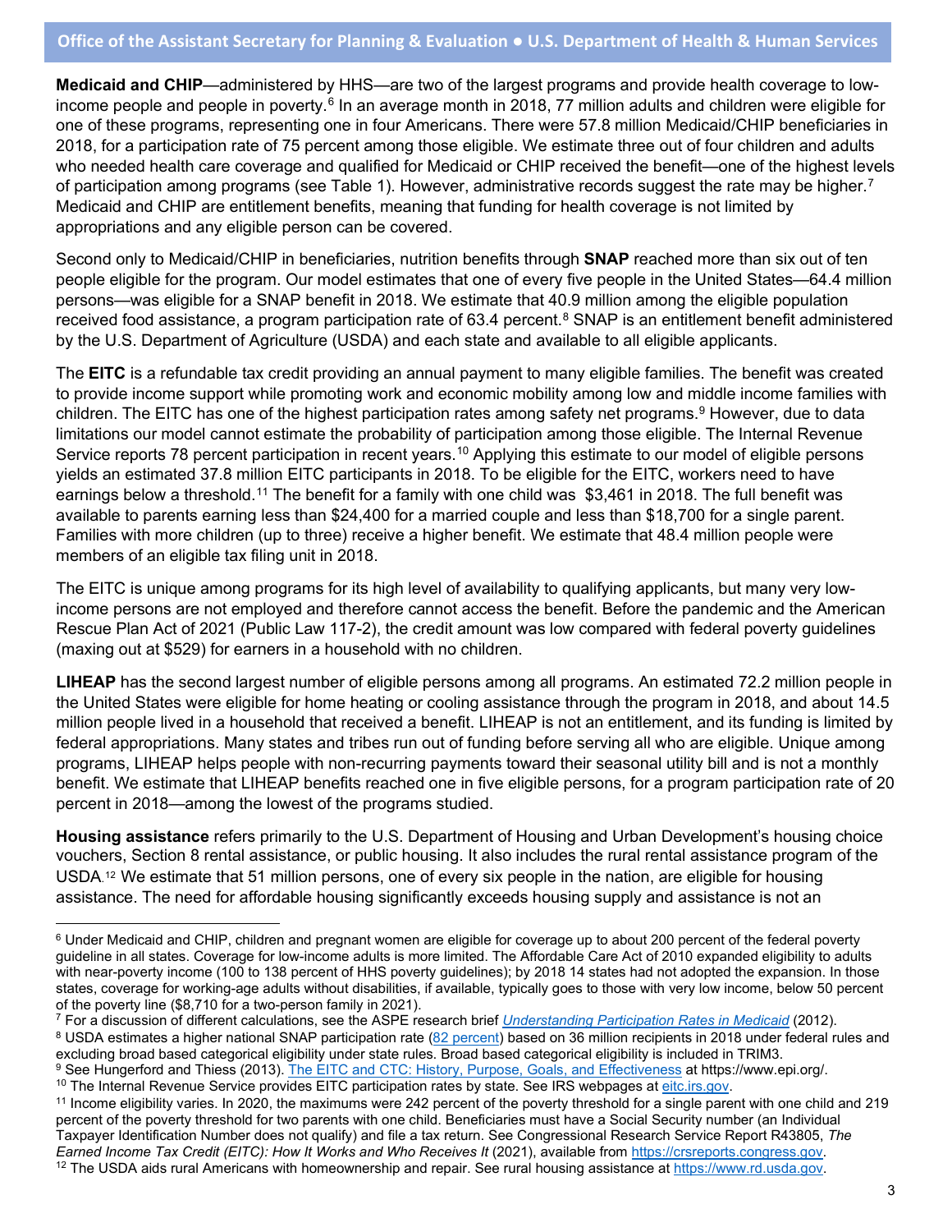**Medicaid and CHIP**—administered by HHS—are two of the largest programs and provide health coverage to low-income people and people in poverty.[6] In an average month in 2018, 77 million adults and children were eligible for one of these programs, representing one in four Americans. There were 57.8 million Medicaid/CHIP beneficiaries in 2018, for a participation rate of 75 percent among those eligible. We estimate three out of four children and adults who needed health care coverage and qualified for Medicaid or CHIP received the benefit—one of the highest levels of participation among programs (see Table 1). However, administrative records suggest the rate may be higher.[7] Medicaid and CHIP are entitlement benefits, meaning that funding for health coverage is not limited by appropriations and any eligible person can be covered.

Second only to Medicaid/CHIP in beneficiaries, nutrition benefits through **SNAP** reached more than six out of ten people eligible for the program. Our model estimates that one of every five people in the United States—64.4 million persons—was eligible for a SNAP benefit in 2018. We estimate that 40.9 million among the eligible population received food assistance, a program participation rate of 63.4 percent.[8] SNAP is an entitlement benefit administered by the U.S. Department of Agriculture (USDA) and each state and available to all eligible applicants.

The **EITC** is a refundable tax credit providing an annual payment to many eligible families. The benefit was created to provide income support while promoting work and economic mobility among low and middle income families with children. The EITC has one of the highest participation rates among safety net programs.[9] However, due to data limitations our model cannot estimate the probability of participation among those eligible. The Internal Revenue Service reports 78 percent participation in recent years.[10] Applying this estimate to our model of eligible persons yields an estimated 37.8 million EITC participants in 2018. To be eligible for the EITC, workers need to have earnings below a threshold.[11] The benefit for a family with one child was $3,461 in 2018. The full benefit was available to parents earning less than $24,400 for a married couple and less than $18,700 for a single parent. Families with more children (up to three) receive a higher benefit. We estimate that 48.4 million people were members of an eligible tax filing unit in 2018.

The EITC is unique among programs for its high level of availability to qualifying applicants, but many very low-income persons are not employed and therefore cannot access the benefit. Before the pandemic and the American Rescue Plan Act of 2021 (Public Law 117-2), the credit amount was low compared with federal poverty guidelines (maxing out at $529) for earners in a household with no children.

**LIHEAP** has the second largest number of eligible persons among all programs. An estimated 72.2 million people in the United States were eligible for home heating or cooling assistance through the program in 2018, and about 14.5 million people lived in a household that received a benefit. LIHEAP is not an entitlement, and its funding is limited by federal appropriations. Many states and tribes run out of funding before serving all who are eligible. Unique among programs, LIHEAP helps people with non-recurring payments toward their seasonal utility bill and is not a monthly benefit. We estimate that LIHEAP benefits reached one in five eligible persons, for a program participation rate of 20 percent in 2018—among the lowest of the programs studied.

**Housing assistance** refers primarily to the U.S. Department of Housing and Urban Development's housing choice vouchers, Section 8 rental assistance, or public housing. It also includes the rural rental assistance program of the USDA.[12] We estimate that 51 million persons, one of every six people in the nation, are eligible for housing assistance. The need for affordable housing significantly exceeds housing supply and assistance is not an

---

[6] Under Medicaid and CHIP, children and pregnant women are eligible for coverage up to about 200 percent of the federal poverty guideline in all states. Coverage for low-income adults is more limited. The Affordable Care Act of 2010 expanded eligibility to adults with near-poverty income (100 to 138 percent of HHS poverty guidelines); by 2018 14 states had not adopted the expansion. In those states, coverage for working-age adults without disabilities, if available, typically goes to those with very low income, below 50 percent of the poverty line ($8,710 for a two-person family in 2021).

[7] For a discussion of different calculations, see the ASPE research brief *Understanding Participation Rates in Medicaid* (2012).

[8] USDA estimates a higher national SNAP participation rate (82 percent) based on 36 million recipients in 2018 under federal rules and excluding broad based categorical eligibility under state rules. Broad based categorical eligibility is included in TRIM3.

[9] See Hungerford and Thiess (2013). The EITC and CTC: History, Purpose, Goals, and Effectiveness at https://www.epi.org/.

[10] The Internal Revenue Service provides EITC participation rates by state. See IRS webpages at eitc.irs.gov.

[11] Income eligibility varies. In 2020, the maximums were 242 percent of the poverty threshold for a single parent with one child and 219 percent of the poverty threshold for two parents with one child. Beneficiaries must have a Social Security number (an Individual Taxpayer Identification Number does not qualify) and file a tax return. See Congressional Research Service Report R43805, *The Earned Income Tax Credit (EITC): How It Works and Who Receives It* (2021), available from https://crsreports.congress.gov.

[12] The USDA aids rural Americans with homeownership and repair. See rural housing assistance at https://www.rd.usda.gov.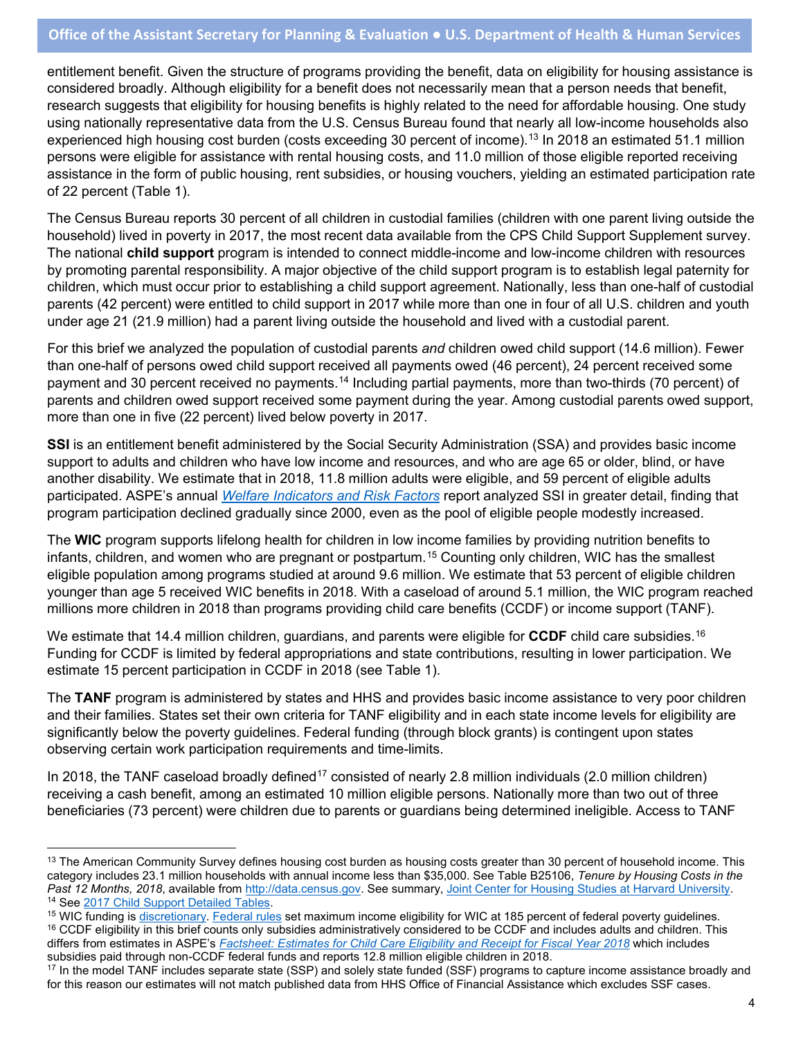entitlement benefit. Given the structure of programs providing the benefit, data on eligibility for housing assistance is considered broadly. Although eligibility for a benefit does not necessarily mean that a person needs that benefit, research suggests that eligibility for housing benefits is highly related to the need for affordable housing. One study using nationally representative data from the U.S. Census Bureau found that nearly all low-income households also experienced high housing cost burden (costs exceeding 30 percent of income).[13] In 2018 an estimated 51.1 million persons were eligible for assistance with rental housing costs, and 11.0 million of those eligible reported receiving assistance in the form of public housing, rent subsidies, or housing vouchers, yielding an estimated participation rate of 22 percent (Table 1).

The Census Bureau reports 30 percent of all children in custodial families (children with one parent living outside the household) lived in poverty in 2017, the most recent data available from the CPS Child Support Supplement survey. The national **child support** program is intended to connect middle-income and low-income children with resources by promoting parental responsibility. A major objective of the child support program is to establish legal paternity for children, which must occur prior to establishing a child support agreement. Nationally, less than one-half of custodial parents (42 percent) were entitled to child support in 2017 while more than one in four of all U.S. children and youth under age 21 (21.9 million) had a parent living outside the household and lived with a custodial parent.

For this brief we analyzed the population of custodial parents *and* children owed child support (14.6 million). Fewer than one-half of persons owed child support received all payments owed (46 percent), 24 percent received some payment and 30 percent received no payments.[14] Including partial payments, more than two-thirds (70 percent) of parents and children owed support received some payment during the year. Among custodial parents owed support, more than one in five (22 percent) lived below poverty in 2017.

**SSI** is an entitlement benefit administered by the Social Security Administration (SSA) and provides basic income support to adults and children who have low income and resources, and who are age 65 or older, blind, or have another disability. We estimate that in 2018, 11.8 million adults were eligible, and 59 percent of eligible adults participated. ASPE's annual *Welfare Indicators and Risk Factors* report analyzed SSI in greater detail, finding that program participation declined gradually since 2000, even as the pool of eligible people modestly increased.

The **WIC** program supports lifelong health for children in low income families by providing nutrition benefits to infants, children, and women who are pregnant or postpartum.[15] Counting only children, WIC has the smallest eligible population among programs studied at around 9.6 million. We estimate that 53 percent of eligible children younger than age 5 received WIC benefits in 2018. With a caseload of around 5.1 million, the WIC program reached millions more children in 2018 than programs providing child care benefits (CCDF) or income support (TANF).

We estimate that 14.4 million children, guardians, and parents were eligible for **CCDF** child care subsidies.[16] Funding for CCDF is limited by federal appropriations and state contributions, resulting in lower participation. We estimate 15 percent participation in CCDF in 2018 (see Table 1).

The **TANF** program is administered by states and HHS and provides basic income assistance to very poor children and their families. States set their own criteria for TANF eligibility and in each state income levels for eligibility are significantly below the poverty guidelines. Federal funding (through block grants) is contingent upon states observing certain work participation requirements and time-limits.

In 2018, the TANF caseload broadly defined[17] consisted of nearly 2.8 million individuals (2.0 million children) receiving a cash benefit, among an estimated 10 million eligible persons. Nationally more than two out of three beneficiaries (73 percent) were children due to parents or guardians being determined ineligible. Access to TANF

---

[13] The American Community Survey defines housing cost burden as housing costs greater than 30 percent of household income. This category includes 23.1 million households with annual income less than $35,000. See Table B25106, *Tenure by Housing Costs in the Past 12 Months, 2018*, available from http://data.census.gov. See summary, Joint Center for Housing Studies at Harvard University.

[14] See 2017 Child Support Detailed Tables.

[15] WIC funding is discretionary. Federal rules set maximum income eligibility for WIC at 185 percent of federal poverty guidelines.

[16] CCDF eligibility in this brief counts only subsidies administratively considered to be CCDF and includes adults and children. This differs from estimates in ASPE's *Factsheet: Estimates for Child Care Eligibility and Receipt for Fiscal Year 2018* which includes subsidies paid through non-CCDF federal funds and reports 12.8 million eligible children in 2018.

[17] In the model TANF includes separate state (SSP) and solely state funded (SSF) programs to capture income assistance broadly and for this reason our estimates will not match published data from HHS Office of Financial Assistance which excludes SSF cases.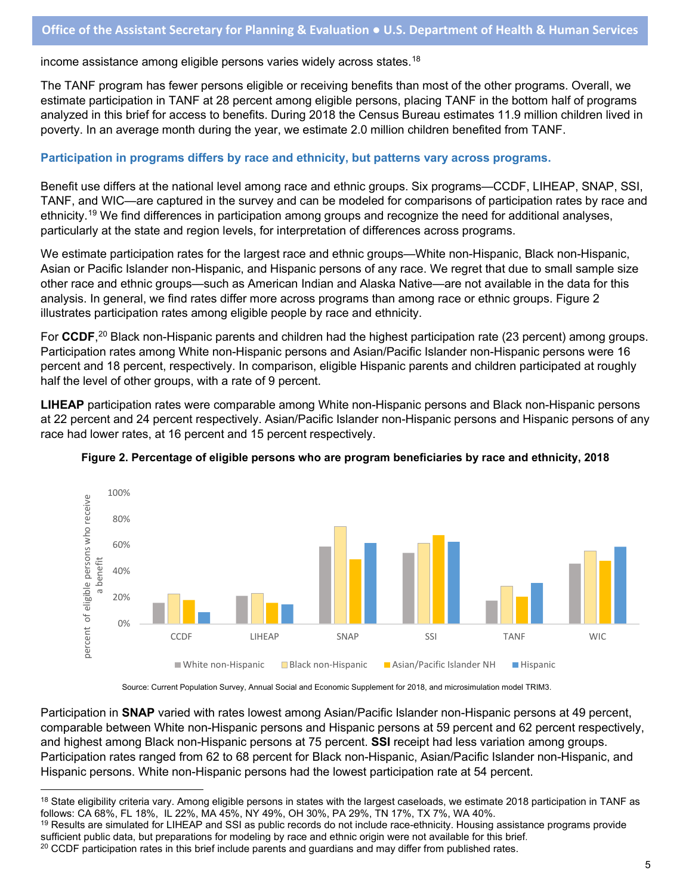income assistance among eligible persons varies widely across states.[18]

The TANF program has fewer persons eligible or receiving benefits than most of the other programs. Overall, we estimate participation in TANF at 28 percent among eligible persons, placing TANF in the bottom half of programs analyzed in this brief for access to benefits. During 2018 the Census Bureau estimates 11.9 million children lived in poverty. In an average month during the year, we estimate 2.0 million children benefited from TANF.

### Participation in programs differs by race and ethnicity, but patterns vary across programs.

Benefit use differs at the national level among race and ethnic groups. Six programs—CCDF, LIHEAP, SNAP, SSI, TANF, and WIC—are captured in the survey and can be modeled for comparisons of participation rates by race and ethnicity.[19] We find differences in participation among groups and recognize the need for additional analyses, particularly at the state and region levels, for interpretation of differences across programs.

We estimate participation rates for the largest race and ethnic groups—White non-Hispanic, Black non-Hispanic, Asian or Pacific Islander non-Hispanic, and Hispanic persons of any race. We regret that due to small sample size other race and ethnic groups—such as American Indian and Alaska Native—are not available in the data for this analysis. In general, we find rates differ more across programs than among race or ethnic groups. Figure 2 illustrates participation rates among eligible people by race and ethnicity.

For **CCDF**,[20] Black non-Hispanic parents and children had the highest participation rate (23 percent) among groups. Participation rates among White non-Hispanic persons and Asian/Pacific Islander non-Hispanic persons were 16 percent and 18 percent, respectively. In comparison, eligible Hispanic parents and children participated at roughly half the level of other groups, with a rate of 9 percent.

**LIHEAP** participation rates were comparable among White non-Hispanic persons and Black non-Hispanic persons at 22 percent and 24 percent respectively. Asian/Pacific Islander non-Hispanic persons and Hispanic persons of any race had lower rates, at 16 percent and 15 percent respectively.

**Figure 2. Percentage of eligible persons who are program beneficiaries by race and ethnicity, 2018**

Source: Current Population Survey, Annual Social and Economic Supplement for 2018, and microsimulation model TRIM3.

Participation in **SNAP** varied with rates lowest among Asian/Pacific Islander non-Hispanic persons at 49 percent, comparable between White non-Hispanic persons and Hispanic persons at 59 percent and 62 percent respectively, and highest among Black non-Hispanic persons at 75 percent. **SSI** receipt had less variation among groups. Participation rates ranged from 62 to 68 percent for Black non-Hispanic, Asian/Pacific Islander non-Hispanic, and Hispanic persons. White non-Hispanic persons had the lowest participation rate at 54 percent.

---

[18] State eligibility criteria vary. Among eligible persons in states with the largest caseloads, we estimate 2018 participation in TANF as follows: CA 68%, FL 18%, IL 22%, MA 45%, NY 49%, OH 30%, PA 29%, TN 17%, TX 7%, WA 40%.

[19] Results are simulated for LIHEAP and SSI as public records do not include race-ethnicity. Housing assistance programs provide sufficient public data, but preparations for modeling by race and ethnic origin were not available for this brief.

[20] CCDF participation rates in this brief include parents and guardians and may differ from published rates.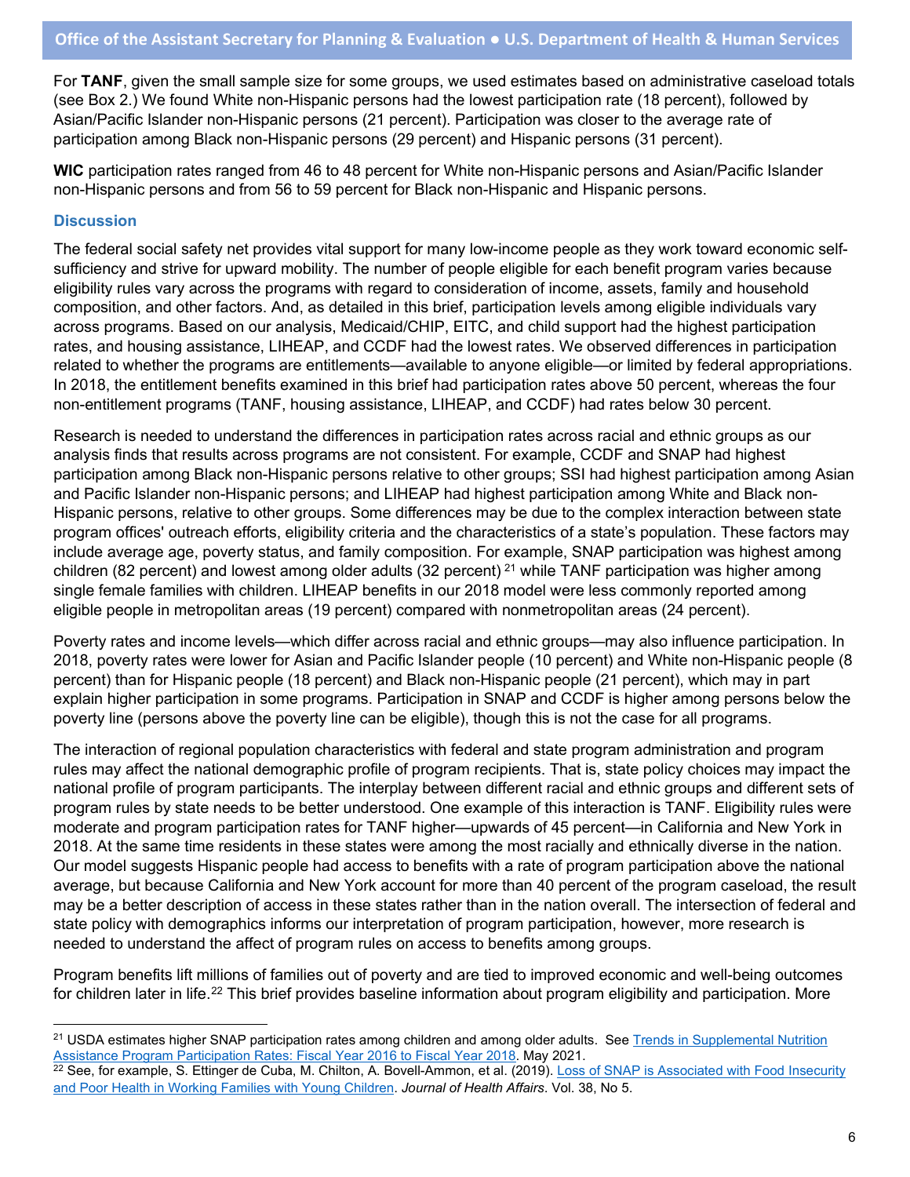For **TANF**, given the small sample size for some groups, we used estimates based on administrative caseload totals (see Box 2.) We found White non-Hispanic persons had the lowest participation rate (18 percent), followed by Asian/Pacific Islander non-Hispanic persons (21 percent). Participation was closer to the average rate of participation among Black non-Hispanic persons (29 percent) and Hispanic persons (31 percent).

**WIC** participation rates ranged from 46 to 48 percent for White non-Hispanic persons and Asian/Pacific Islander non-Hispanic persons and from 56 to 59 percent for Black non-Hispanic and Hispanic persons.

### Discussion

The federal social safety net provides vital support for many low-income people as they work toward economic self-sufficiency and strive for upward mobility. The number of people eligible for each benefit program varies because eligibility rules vary across the programs with regard to consideration of income, assets, family and household composition, and other factors. And, as detailed in this brief, participation levels among eligible individuals vary across programs. Based on our analysis, Medicaid/CHIP, EITC, and child support had the highest participation rates, and housing assistance, LIHEAP, and CCDF had the lowest rates. We observed differences in participation related to whether the programs are entitlements—available to anyone eligible—or limited by federal appropriations. In 2018, the entitlement benefits examined in this brief had participation rates above 50 percent, whereas the four non-entitlement programs (TANF, housing assistance, LIHEAP, and CCDF) had rates below 30 percent.

Research is needed to understand the differences in participation rates across racial and ethnic groups as our analysis finds that results across programs are not consistent. For example, CCDF and SNAP had highest participation among Black non-Hispanic persons relative to other groups; SSI had highest participation among Asian and Pacific Islander non-Hispanic persons; and LIHEAP had highest participation among White and Black non-Hispanic persons, relative to other groups. Some differences may be due to the complex interaction between state program offices' outreach efforts, eligibility criteria and the characteristics of a state's population. These factors may include average age, poverty status, and family composition. For example, SNAP participation was highest among children (82 percent) and lowest among older adults (32 percent) [21] while TANF participation was higher among single female families with children. LIHEAP benefits in our 2018 model were less commonly reported among eligible people in metropolitan areas (19 percent) compared with nonmetropolitan areas (24 percent).

Poverty rates and income levels—which differ across racial and ethnic groups—may also influence participation. In 2018, poverty rates were lower for Asian and Pacific Islander people (10 percent) and White non-Hispanic people (8 percent) than for Hispanic people (18 percent) and Black non-Hispanic people (21 percent), which may in part explain higher participation in some programs. Participation in SNAP and CCDF is higher among persons below the poverty line (persons above the poverty line can be eligible), though this is not the case for all programs.

The interaction of regional population characteristics with federal and state program administration and program rules may affect the national demographic profile of program recipients. That is, state policy choices may impact the national profile of program participants. The interplay between different racial and ethnic groups and different sets of program rules by state needs to be better understood. One example of this interaction is TANF. Eligibility rules were moderate and program participation rates for TANF higher—upwards of 45 percent—in California and New York in 2018. At the same time residents in these states were among the most racially and ethnically diverse in the nation. Our model suggests Hispanic people had access to benefits with a rate of program participation above the national average, but because California and New York account for more than 40 percent of the program caseload, the result may be a better description of access in these states rather than in the nation overall. The intersection of federal and state policy with demographics informs our interpretation of program participation, however, more research is needed to understand the affect of program rules on access to benefits among groups.

Program benefits lift millions of families out of poverty and are tied to improved economic and well-being outcomes for children later in life.[22] This brief provides baseline information about program eligibility and participation. More

---

[21] USDA estimates higher SNAP participation rates among children and among older adults. See Trends in Supplemental Nutrition Assistance Program Participation Rates: Fiscal Year 2016 to Fiscal Year 2018. May 2021.

[22] See, for example, S. Ettinger de Cuba, M. Chilton, A. Bovell-Ammon, et al. (2019). Loss of SNAP is Associated with Food Insecurity and Poor Health in Working Families with Young Children. *Journal of Health Affairs*. Vol. 38, No 5.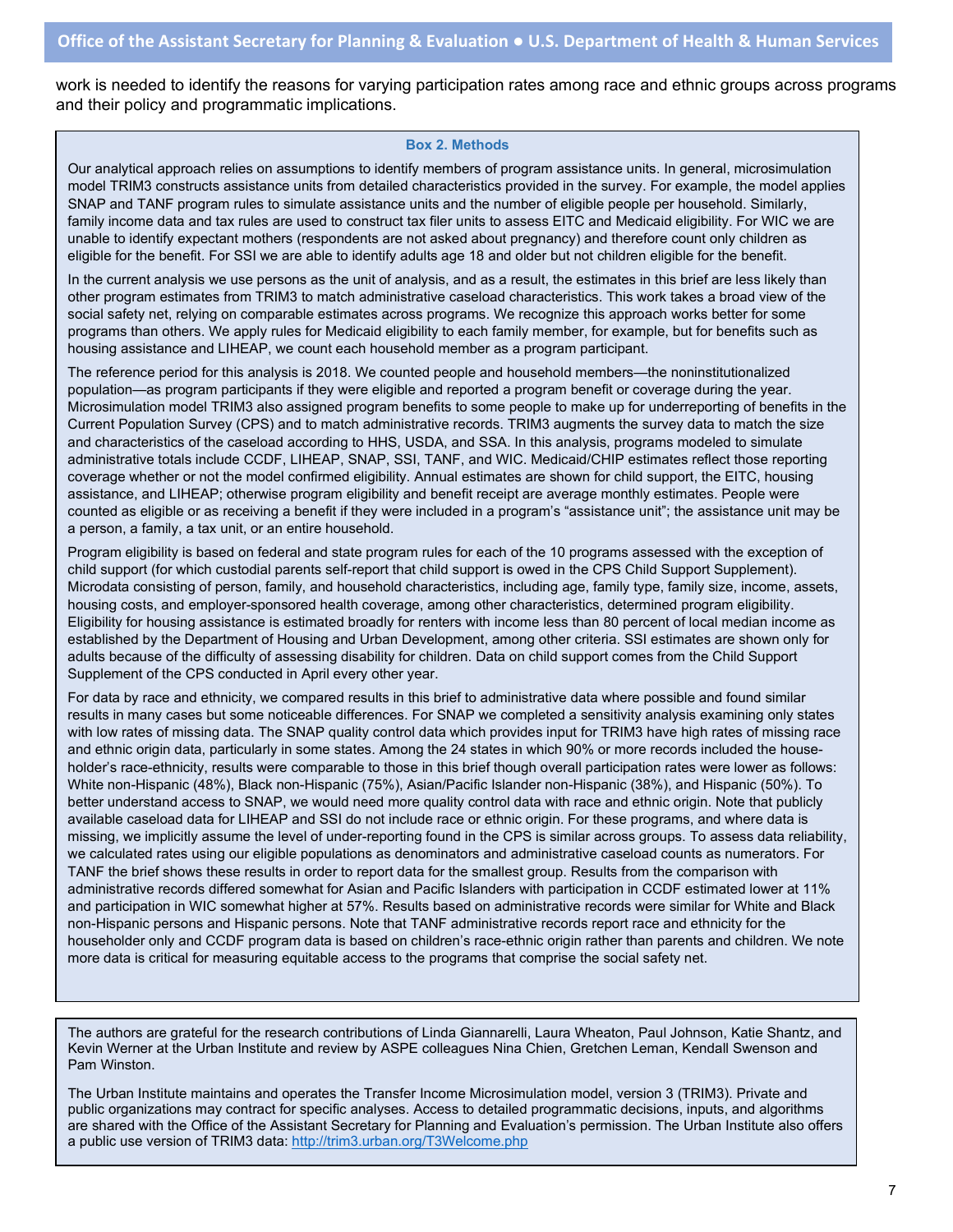work is needed to identify the reasons for varying participation rates among race and ethnic groups across programs and their policy and programmatic implications.

### Box 2. Methods

Our analytical approach relies on assumptions to identify members of program assistance units. In general, microsimulation model TRIM3 constructs assistance units from detailed characteristics provided in the survey. For example, the model applies SNAP and TANF program rules to simulate assistance units and the number of eligible people per household. Similarly, family income data and tax rules are used to construct tax filer units to assess EITC and Medicaid eligibility. For WIC we are unable to identify expectant mothers (respondents are not asked about pregnancy) and therefore count only children as eligible for the benefit. For SSI we are able to identify adults age 18 and older but not children eligible for the benefit.

In the current analysis we use persons as the unit of analysis, and as a result, the estimates in this brief are less likely than other program estimates from TRIM3 to match administrative caseload characteristics. This work takes a broad view of the social safety net, relying on comparable estimates across programs. We recognize this approach works better for some programs than others. We apply rules for Medicaid eligibility to each family member, for example, but for benefits such as housing assistance and LIHEAP, we count each household member as a program participant.

The reference period for this analysis is 2018. We counted people and household members—the noninstitutionalized population—as program participants if they were eligible and reported a program benefit or coverage during the year. Microsimulation model TRIM3 also assigned program benefits to some people to make up for underreporting of benefits in the Current Population Survey (CPS) and to match administrative records. TRIM3 augments the survey data to match the size and characteristics of the caseload according to HHS, USDA, and SSA. In this analysis, programs modeled to simulate administrative totals include CCDF, LIHEAP, SNAP, SSI, TANF, and WIC. Medicaid/CHIP estimates reflect those reporting coverage whether or not the model confirmed eligibility. Annual estimates are shown for child support, the EITC, housing assistance, and LIHEAP; otherwise program eligibility and benefit receipt are average monthly estimates. People were counted as eligible or as receiving a benefit if they were included in a program's "assistance unit"; the assistance unit may be a person, a family, a tax unit, or an entire household.

Program eligibility is based on federal and state program rules for each of the 10 programs assessed with the exception of child support (for which custodial parents self-report that child support is owed in the CPS Child Support Supplement). Microdata consisting of person, family, and household characteristics, including age, family type, family size, income, assets, housing costs, and employer-sponsored health coverage, among other characteristics, determined program eligibility. Eligibility for housing assistance is estimated broadly for renters with income less than 80 percent of local median income as established by the Department of Housing and Urban Development, among other criteria. SSI estimates are shown only for adults because of the difficulty of assessing disability for children. Data on child support comes from the Child Support Supplement of the CPS conducted in April every other year.

For data by race and ethnicity, we compared results in this brief to administrative data where possible and found similar results in many cases but some noticeable differences. For SNAP we completed a sensitivity analysis examining only states with low rates of missing data. The SNAP quality control data which provides input for TRIM3 have high rates of missing race and ethnic origin data, particularly in some states. Among the 24 states in which 90% or more records included the householder's race-ethnicity, results were comparable to those in this brief though overall participation rates were lower as follows: White non-Hispanic (48%), Black non-Hispanic (75%), Asian/Pacific Islander non-Hispanic (38%), and Hispanic (50%). To better understand access to SNAP, we would need more quality control data with race and ethnic origin. Note that publicly available caseload data for LIHEAP and SSI do not include race or ethnic origin. For these programs, and where data is missing, we implicitly assume the level of under-reporting found in the CPS is similar across groups. To assess data reliability, we calculated rates using our eligible populations as denominators and administrative caseload counts as numerators. For TANF the brief shows these results in order to report data for the smallest group. Results from the comparison with administrative records differed somewhat for Asian and Pacific Islanders with participation in CCDF estimated lower at 11% and participation in WIC somewhat higher at 57%. Results based on administrative records were similar for White and Black non-Hispanic persons and Hispanic persons. Note that TANF administrative records report race and ethnicity for the householder only and CCDF program data is based on children's race-ethnic origin rather than parents and children. We note more data is critical for measuring equitable access to the programs that comprise the social safety net.

---

The authors are grateful for the research contributions of Linda Giannarelli, Laura Wheaton, Paul Johnson, Katie Shantz, and Kevin Werner at the Urban Institute and review by ASPE colleagues Nina Chien, Gretchen Leman, Kendall Swenson and Pam Winston.

The Urban Institute maintains and operates the Transfer Income Microsimulation model, version 3 (TRIM3). Private and public organizations may contract for specific analyses. Access to detailed programmatic decisions, inputs, and algorithms are shared with the Office of the Assistant Secretary for Planning and Evaluation's permission. The Urban Institute also offers a public use version of TRIM3 data: http://trim3.urban.org/T3Welcome.php